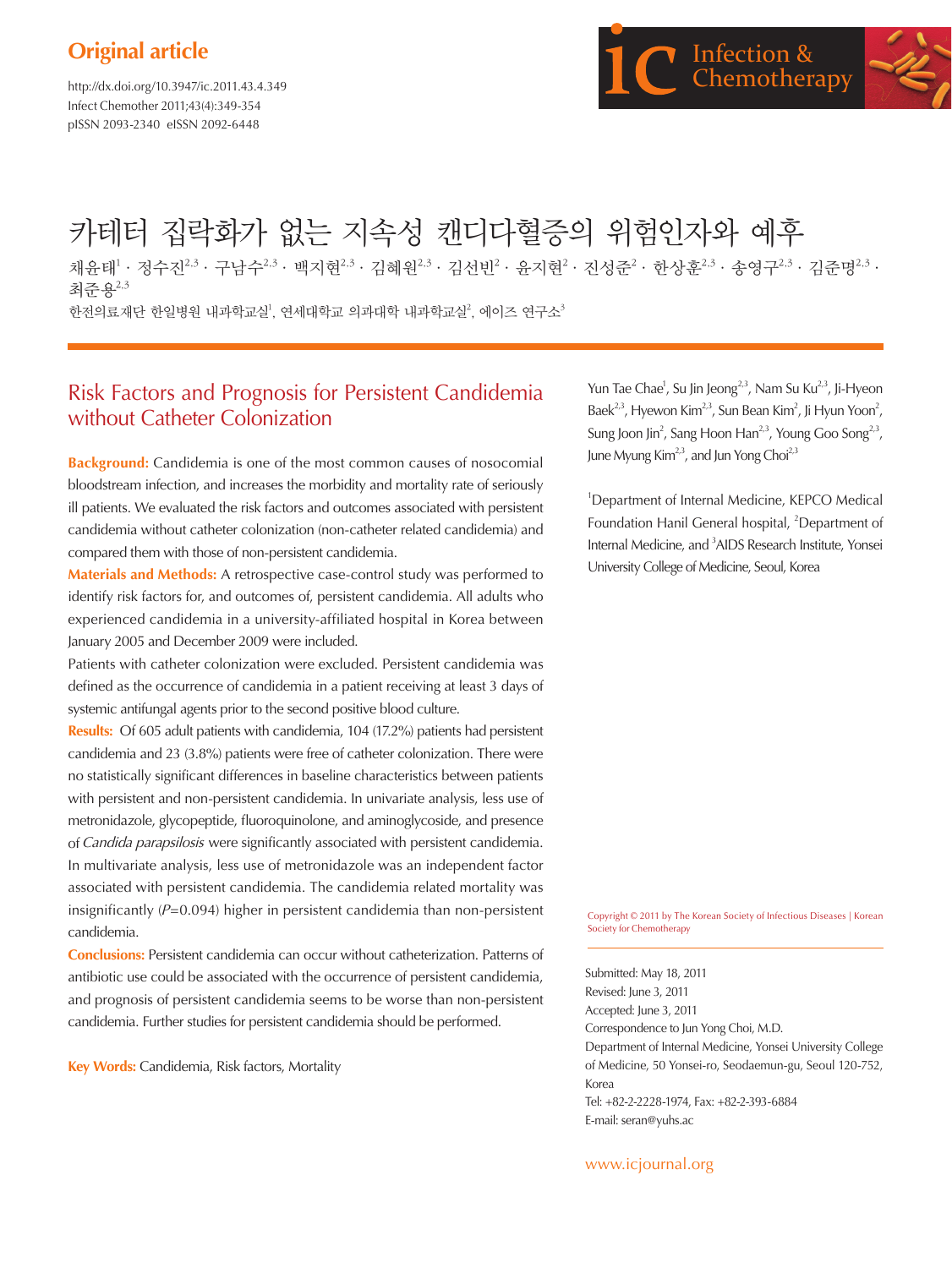Original article

http://dx.doi.org/10.3947/ic.2011.43.4.349
Infect Chemother 2011;43(4):349-354
pISSN 2093-2340 eISSN 2092-6448

# 카테터 집락화가 없는 지속성 캔디다혈증의 위험인자와 예후

채윤태[1] · 정수진[2,3] · 구남수[2,3] · 백지현[2,3] · 김혜원[2,3] · 김선빈[2] · 윤지현[2] · 진성준[2] · 한상훈[2,3] · 송영구[2,3] · 김준명[2,3] · 최준용[2,3]

한전의료재단 한일병원 내과학교실[1], 연세대학교 의과대학 내과학교실[2], 에이즈 연구소[3]

## Risk Factors and Prognosis for Persistent Candidemia without Catheter Colonization

Yun Tae Chae[1], Su Jin Jeong[2,3], Nam Su Ku[2,3], Ji-Hyeon Baek[2,3], Hyewon Kim[2,3], Sun Bean Kim[2], Ji Hyun Yoon[2], Sung Joon Jin[2], Sang Hoon Han[2,3], Young Goo Song[2,3], June Myung Kim[2,3], and Jun Yong Choi[2,3]

[1]Department of Internal Medicine, KEPCO Medical Foundation Hanil General hospital, [2]Department of Internal Medicine, and [3]AIDS Research Institute, Yonsei University College of Medicine, Seoul, Korea

**Background:** Candidemia is one of the most common causes of nosocomial bloodstream infection, and increases the morbidity and mortality rate of seriously ill patients. We evaluated the risk factors and outcomes associated with persistent candidemia without catheter colonization (non-catheter related candidemia) and compared them with those of non-persistent candidemia.

**Materials and Methods:** A retrospective case-control study was performed to identify risk factors for, and outcomes of, persistent candidemia. All adults who experienced candidemia in a university-affiliated hospital in Korea between January 2005 and December 2009 were included.

Patients with catheter colonization were excluded. Persistent candidemia was defined as the occurrence of candidemia in a patient receiving at least 3 days of systemic antifungal agents prior to the second positive blood culture.

**Results:** Of 605 adult patients with candidemia, 104 (17.2%) patients had persistent candidemia and 23 (3.8%) patients were free of catheter colonization. There were no statistically significant differences in baseline characteristics between patients with persistent and non-persistent candidemia. In univariate analysis, less use of metronidazole, glycopeptide, fluoroquinolone, and aminoglycoside, and presence of *Candida parapsilosis* were significantly associated with persistent candidemia. In multivariate analysis, less use of metronidazole was an independent factor associated with persistent candidemia. The candidemia related mortality was insignificantly ($P$=0.094) higher in persistent candidemia than non-persistent candidemia.

**Conclusions:** Persistent candidemia can occur without catheterization. Patterns of antibiotic use could be associated with the occurrence of persistent candidemia, and prognosis of persistent candidemia seems to be worse than non-persistent candidemia. Further studies for persistent candidemia should be performed.

**Key Words:** Candidemia, Risk factors, Mortality

Copyright © 2011 by The Korean Society of Infectious Diseases | Korean Society for Chemotherapy

Submitted: May 18, 2011
Revised: June 3, 2011
Accepted: June 3, 2011
Correspondence to Jun Yong Choi, M.D.
Department of Internal Medicine, Yonsei University College of Medicine, 50 Yonsei-ro, Seodaemun-gu, Seoul 120-752, Korea
Tel: +82-2-2228-1974, Fax: +82-2-393-6884
E-mail: seran@yuhs.ac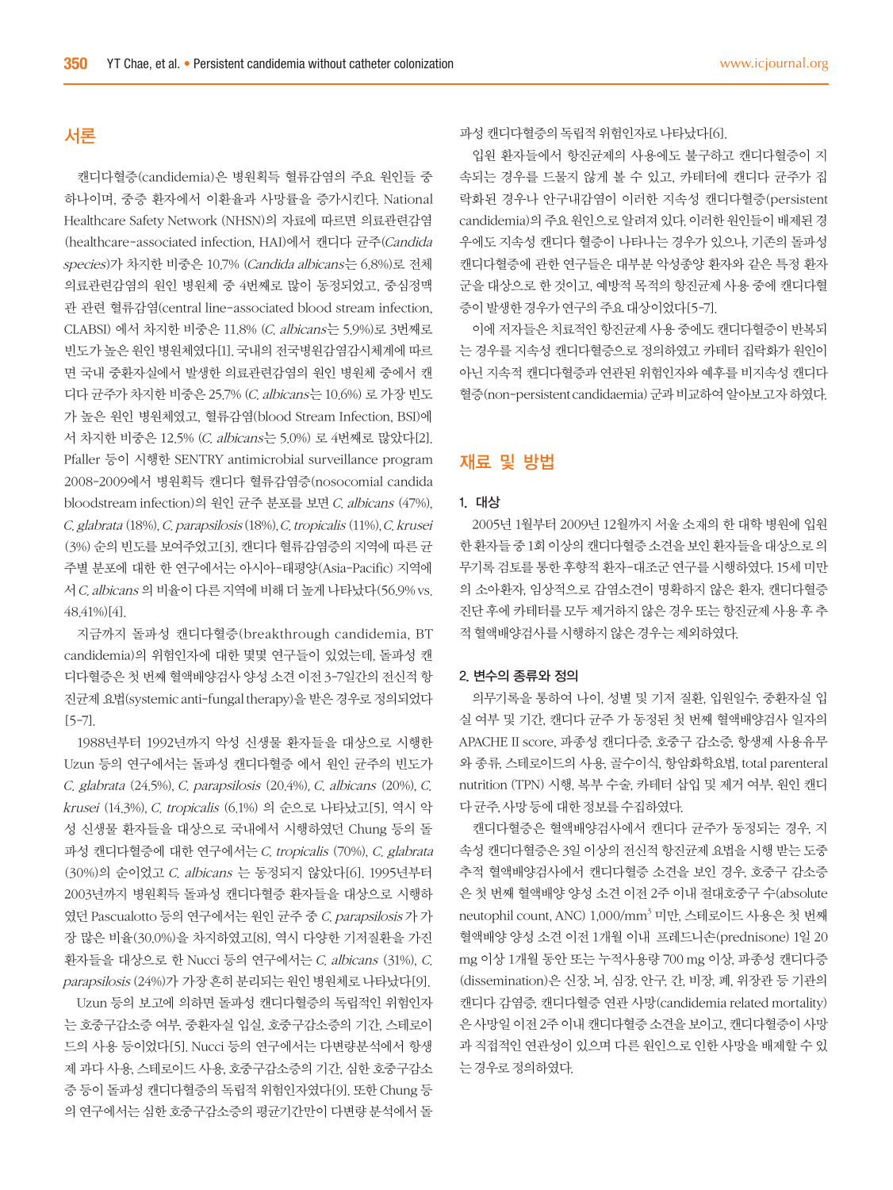## 서론

캔디다혈증(candidemia)은 병원획득 혈류감염의 주요 원인들 중 하나이며, 중증 환자에서 이환율과 사망률을 증가시킨다. National Healthcare Safety Network (NHSN)의 자료에 따르면 의료관련감염(healthcare-associated infection, HAI)에서 캔디다 균주(*Candida species*)가 차지한 비중은 10.7% (*Candida albicans*는 6.8%)로 전체 의료관련감염의 원인 병원체 중 4번째로 많이 동정되었고, 중심정맥관 관련 혈류감염(central line-associated blood stream infection, CLABSI) 에서 차지한 비중은 11.8% (*C. albicans*는 5.9%)로 3번째로 빈도가 높은 원인 병원체였다[1]. 국내의 전국병원감염감시체계에 따르면 국내 중환자실에서 발생한 의료관련감염의 원인 병원체 중에서 캔디다 균주가 차지한 비중은 25.7% (*C. albicans*는 10.6%) 로 가장 빈도가 높은 원인 병원체였고, 혈류감염(blood Stream Infection, BSI)에서 차지한 비중은 12.5% (*C. albicans*는 5.0%) 로 4번째로 많았다[2]. Pfaller 등이 시행한 SENTRY antimicrobial surveillance program 2008-2009에서 병원획득 캔디다 혈류감염증(nosocomial candida bloodstream infection)의 원인 균주 분포를 보면 *C. albicans* (47%), *C. glabrata* (18%), *C. parapsilosis* (18%), *C. tropicalis* (11%), *C. krusei* (3%) 순의 빈도를 보여주었고[3], 캔디다 혈류감염증의 지역에 따른 균주별 분포에 대한 한 연구에서는 아시아-태평양(Asia-Pacific) 지역에서 *C. albicans* 의 비율이 다른 지역에 비해 더 높게 나타났다(56.9% vs. 48.41%)[4].

지금까지 돌파성 캔디다혈증(breakthrough candidemia, BT candidemia)의 위험인자에 대한 몇몇 연구들이 있었는데, 돌파성 캔디다혈증은 첫 번째 혈액배양검사 양성 소견 이전 3-7일간의 전신적 항진균제 요법(systemic anti-fungal therapy)을 받은 경우로 정의되었다[5-7].

1988년부터 1992년까지 악성 신생물 환자들을 대상으로 시행한 Uzun 등의 연구에서는 돌파성 캔디다혈증 에서 원인 균주의 빈도가 *C. glabrata* (24.5%), *C. parapsilosis* (20.4%), *C. albicans* (20%), *C. krusei* (14.3%), *C. tropicalis* (6.1%) 의 순으로 나타났고[5], 역시 악성 신생물 환자들을 대상으로 국내에서 시행하였던 Chung 등의 돌파성 캔디다혈증에 대한 연구에서는 *C. tropicalis* (70%), *C. glabrata* (30%)의 순이었고 *C. albicans* 는 동정되지 않았다[6]. 1995년부터 2003년까지 병원획득 돌파성 캔디다혈증 환자들을 대상으로 시행하였던 Pascualotto 등의 연구에서는 원인 균주 중 *C. parapsilosis*가 가장 많은 비율(30.0%)을 차지하였고[8], 역시 다양한 기저질환을 가진 환자들을 대상으로 한 Nucci 등의 연구에서는 *C. albicans* (31%), *C. parapsilosis* (24%)가 가장 흔히 분리되는 원인 병원체로 나타났다[9].

Uzun 등의 보고에 의하면 돌파성 캔디다혈증의 독립적인 위험인자는 호중구감소증 여부, 중환자실 입실, 호중구감소증의 기간, 스테로이드의 사용 등이었다[5]. Nucci 등의 연구에서는 다변량분석에서 항생제 과다 사용, 스테로이드 사용, 호중구감소증의 기간, 심한 호중구감소증 등이 돌파성 캔디다혈증의 독립적 위험인자였다[9]. 또한 Chung 등의 연구에서는 심한 호중구감소증의 평균기간만이 다변량 분석에서 돌파성 캔디다혈증의 독립적 위험인자로 나타났다[6].

입원 환자들에서 항진균제의 사용에도 불구하고 캔디다혈증이 지속되는 경우를 드물지 않게 볼 수 있고, 카테터에 캔디다 균주가 집락화된 경우나 안구내감염이 이러한 지속성 캔디다혈증(persistent candidemia)의 주요 원인으로 알려져 있다. 이러한 원인들이 배제된 경우에도 지속성 캔디다 혈증이 나타나는 경우가 있으나, 기존의 돌파성 캔디다혈증에 관한 연구들은 대부분 악성종양 환자와 같은 특정 환자군을 대상으로 한 것이고, 예방적 목적의 항진균제 사용 중에 캔디다혈증이 발생한 경우가 연구의 주요 대상이었다[5-7].

이에 저자들은 치료적인 항진균제 사용 중에도 캔디다혈증이 반복되는 경우를 지속성 캔디다혈증으로 정의하였고 카테터 집락화가 원인이 아닌 지속적 캔디다혈증과 연관된 위험인자와 예후를 비지속성 캔디다혈증(non-persistent candidaemia) 군과 비교하여 알아보고자 하였다.

## 재료 및 방법

### 1. 대상

2005년 1월부터 2009년 12월까지 서울 소재의 한 대학 병원에 입원한 환자들 중 1회 이상의 캔디다혈증 소견을 보인 환자들을 대상으로 의무기록 검토를 통한 후향적 환자-대조군 연구를 시행하였다. 15세 미만의 소아환자, 임상적으로 감염소견이 명확하지 않은 환자, 캔디다혈증 진단 후에 카테터를 모두 제거하지 않은 경우 또는 항진균제 사용 후 추적 혈액배양검사를 시행하지 않은 경우는 제외하였다.

### 2. 변수의 종류와 정의

의무기록을 통하여 나이, 성별 및 기저 질환, 입원일수, 중환자실 입실 여부 및 기간, 캔디다 균주 가 동정된 첫 번째 혈액배양검사 일자의 APACHE II score, 파종성 캔디다증, 호중구 감소증, 항생제 사용유무와 종류, 스테로이드의 사용, 골수이식, 항암화학요법, total parenteral nutrition (TPN) 시행, 복부 수술, 카테터 삽입 및 제거 여부, 원인 캔디다 균주, 사망 등에 대한 정보를 수집하였다.

캔디다혈증은 혈액배양검사에서 캔디다 균주가 동정되는 경우, 지속성 캔디다혈증은 3일 이상의 전신적 항진균제 요법을 시행 받는 도중 추적 혈액배양검사에서 캔디다혈증 소견을 보인 경우, 호중구 감소증은 첫 번째 혈액배양 양성 소견 이전 2주 이내 절대호중구 수(absolute neutrophil count, ANC) 1,000/$mm^3$ 미만, 스테로이드 사용은 첫 번째 혈액배양 양성 소견 이전 1개월 이내 프레드니손(prednisone) 1일 20 mg 이상 1개월 동안 또는 누적사용량 700 mg 이상, 파종성 캔디다증(dissemination)은 신장, 뇌, 심장, 안구, 간, 비장, 폐, 위장관 등 기관의 캔디다 감염증, 캔디다혈증 연관 사망(candidemia related mortality)은 사망일 이전 2주 이내 캔디다혈증 소견을 보이고, 캔디다혈증이 사망과 직접적인 연관성이 있으며 다른 원인으로 인한 사망을 배제할 수 있는 경우로 정의하였다.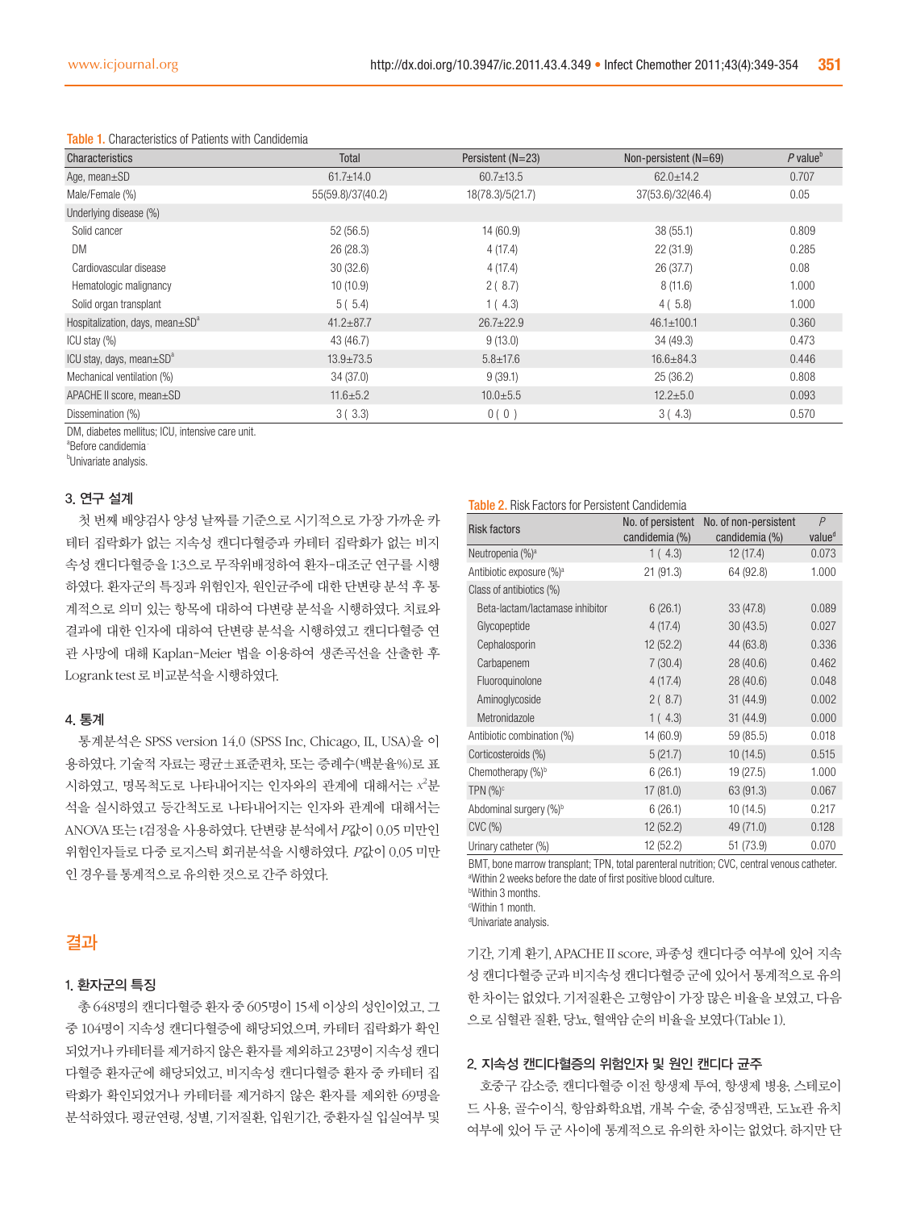Table 1. Characteristics of Patients with Candidemia

| Characteristics | Total | Persistent (N=23) | Non-persistent (N=69) | *P* value[b] |
|---|---|---|---|---|
| Age, mean±SD | 61.7±14.0 | 60.7±13.5 | 62.0±14.2 | 0.707 |
| Male/Female (%) | 55(59.8)/37(40.2) | 18(78.3)/5(21.7) | 37(53.6)/32(46.4) | 0.05 |
| Underlying disease (%) | | | | |
| Solid cancer | 52 (56.5) | 14 (60.9) | 38 (55.1) | 0.809 |
| DM | 26 (28.3) | 4 (17.4) | 22 (31.9) | 0.285 |
| Cardiovascular disease | 30 (32.6) | 4 (17.4) | 26 (37.7) | 0.08 |
| Hematologic malignancy | 10 (10.9) | 2 ( 8.7) | 8 (11.6) | 1.000 |
| Solid organ transplant | 5 ( 5.4) | 1 ( 4.3) | 4 ( 5.8) | 1.000 |
| Hospitalization, days, mean±SD[a] | 41.2±87.7 | 26.7±22.9 | 46.1±100.1 | 0.360 |
| ICU stay (%) | 43 (46.7) | 9 (13.0) | 34 (49.3) | 0.473 |
| ICU stay, days, mean±SD[a] | 13.9±73.5 | 5.8±17.6 | 16.6±84.3 | 0.446 |
| Mechanical ventilation (%) | 34 (37.0) | 9 (39.1) | 25 (36.2) | 0.808 |
| APACHE II score, mean±SD | 11.6±5.2 | 10.0±5.5 | 12.2±5.0 | 0.093 |
| Dissemination (%) | 3 ( 3.3) | 0 ( 0 ) | 3 ( 4.3) | 0.570 |

DM, diabetes mellitus; ICU, intensive care unit.
[a]Before candidemia
[b]Univariate analysis.

### 3. 연구 설계

첫 번째 배양검사 양성 날짜를 기준으로 시기적으로 가장 가까운 카테터 집락화가 없는 지속성 캔디다혈증과 카테터 집락화가 없는 비지속성 캔디다혈증을 1:3으로 무작위배정하여 환자-대조군 연구를 시행하였다. 환자군의 특징과 위험인자, 원인균주에 대한 단변량 분석 후 통계적으로 의미 있는 항목에 대하여 다변량 분석을 시행하였다. 치료와 결과에 대한 인자에 대하여 단변량 분석을 시행하였고 캔디다혈증 연관 사망에 대해 Kaplan-Meier 법을 이용하여 생존곡선을 산출한 후 Logrank test로 비교분석을 시행하였다.

### 4. 통계

통계분석은 SPSS version 14.0 (SPSS Inc, Chicago, IL, USA)을 이용하였다. 기술적 자료는 평균±표준편차, 또는 증례수(백분율%)로 표시하였고, 명목척도로 나타내어지는 인자와의 관계에 대해서는 $x^2$분석을 실시하였고 등간척도로 나타내어지는 인자와 관계에 대해서는 ANOVA 또는 t검정을 사용하였다. 단변량 분석에서 *P*값이 0.05 미만인 위험인자들로 다중 로지스틱 회귀분석을 시행하였다. *P*값이 0.05 미만인 경우를 통계적으로 유의한 것으로 간주 하였다.

## 결과

### 1. 환자군의 특징

총 648명의 캔디다혈증 환자 중 605명이 15세 이상의 성인이었고, 그 중 104명이 지속성 캔디다혈증에 해당되었으며, 카테터 집락화가 확인되었거나 카테터를 제거하지 않은 환자를 제외하고 23명이 지속성 캔디다혈증 환자군에 해당되었고, 비지속성 캔디다혈증 환자 중 카테터 집락화가 확인되었거나 카테터를 제거하지 않은 환자를 제외한 69명을 분석하였다. 평균연령, 성별, 기저질환, 입원기간, 중환자실 입실여부 및 기간, 기계 환기, APACHE II score, 파종성 캔디다증 여부에 있어 지속성 캔디다혈증 군과 비지속성 캔디다혈증 군에 있어서 통계적으로 유의한 차이는 없었다. 기저질환은 고형암이 가장 많은 비율을 보였고, 다음으로 심혈관 질환, 당뇨, 혈액암 순의 비율을 보였다(Table 1).

Table 2. Risk Factors for Persistent Candidemia

| Risk factors | No. of persistent candidemia (%) | No. of non-persistent candidemia (%) | *P* value[d] |
|---|---|---|---|
| Neutropenia (%)[a] | 1 ( 4.3) | 12 (17.4) | 0.073 |
| Antibiotic exposure (%)[a] | 21 (91.3) | 64 (92.8) | 1.000 |
| Class of antibiotics (%) | | | |
| Beta-lactam/lactamase inhibitor | 6 (26.1) | 33 (47.8) | 0.089 |
| Glycopeptide | 4 (17.4) | 30 (43.5) | 0.027 |
| Cephalosporin | 12 (52.2) | 44 (63.8) | 0.336 |
| Carbapenem | 7 (30.4) | 28 (40.6) | 0.462 |
| Fluoroquinolone | 4 (17.4) | 28 (40.6) | 0.048 |
| Aminoglycoside | 2 ( 8.7) | 31 (44.9) | 0.002 |
| Metronidazole | 1 ( 4.3) | 31 (44.9) | 0.000 |
| Antibiotic combination (%) | 14 (60.9) | 59 (85.5) | 0.018 |
| Corticosteroids (%) | 5 (21.7) | 10 (14.5) | 0.515 |
| Chemotherapy (%)[b] | 6 (26.1) | 19 (27.5) | 1.000 |
| TPN (%)[c] | 17 (81.0) | 63 (91.3) | 0.067 |
| Abdominal surgery (%)[b] | 6 (26.1) | 10 (14.5) | 0.217 |
| CVC (%) | 12 (52.2) | 49 (71.0) | 0.128 |
| Urinary catheter (%) | 12 (52.2) | 51 (73.9) | 0.070 |

BMT, bone marrow transplant; TPN, total parenteral nutrition; CVC, central venous catheter.
[a]Within 2 weeks before the date of first positive blood culture.
[b]Within 3 months.
[c]Within 1 month.
[d]Univariate analysis.

### 2. 지속성 캔디다혈증의 위험인자 및 원인 캔디다 균주

호중구 감소증, 캔디다혈증 이전 항생제 투여, 항생제 병용, 스테로이드 사용, 골수이식, 항암화학요법, 개복 수술, 중심정맥관, 도뇨관 유치 여부에 있어 두 군 사이에 통계적으로 유의한 차이는 없었다. 하지만 단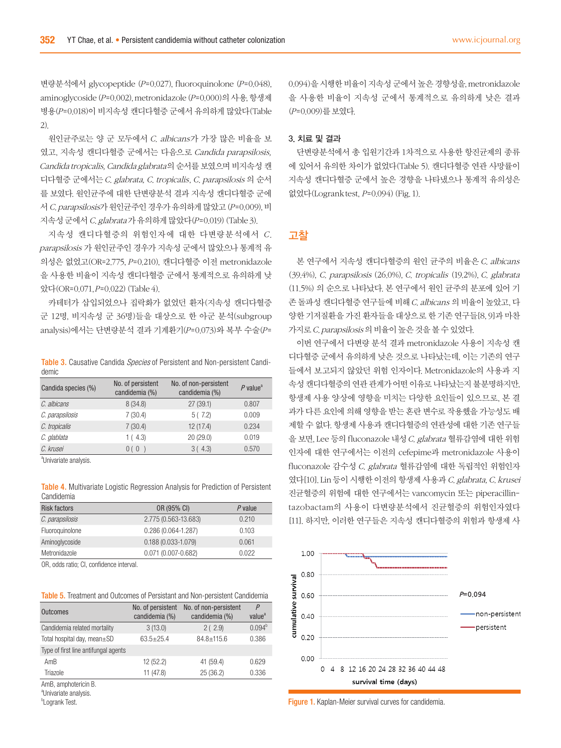변량분석에서 glycopeptide ($P$=0.027), fluoroquinolone ($P$=0.048), aminoglycoside ($P$=0.002), metronidazole ($P$=0.000)의 사용, 항생제 병용($P$=0.018)이 비지속성 캔디다혈증 군에서 유의하게 많았다(Table 2).

원인균주로는 양 군 모두에서 *C. albicans*가 가장 많은 비율을 보였고, 지속성 캔디다혈증 군에서는 다음으로 *Candida parapsilosis, Candida tropicalis, Candida glabrata*의 순서를 보였으며 비지속성 캔디다혈증 군에서는 *C. glabrata, C. tropicalis, C. parapsilosis* 의 순서를 보였다. 원인균주에 대한 단변량분석 결과 지속성 캔디다혈증 군에서 *C. parapsilosis*가 원인균주인 경우가 유의하게 많았고 ($P$=0.009), 비지속성 군에서 *C. glabrata*가 유의하게 많았다($P$=0.019) (Table 3).

지속성 캔디다혈증의 위험인자에 대한 다변량분석에서 *C. parapsilosis* 가 원인균주인 경우가 지속성 군에서 많았으나 통계적 유의성은 없었고(OR=2.775, $P$=0.210), 캔디다혈증 이전 metronidazole을 사용한 비율이 지속성 캔디다혈증 군에서 통계적으로 유의하게 낮았다(OR=0.071, $P$=0.022) (Table 4).

카테터가 삽입되었으나 집락화가 없었던 환자(지속성 캔디다혈증 군 12명, 비지속성 군 36명)들을 대상으로 한 아군 분석(subgroup analysis)에서는 단변량분석 결과 기계환기($P$=0.073)와 복부 수술($P$=0.094)을 시행한 비율이 지속성 군에서 높은 경향성을, metronidazole을 사용한 비율이 지속성 군에서 통계적으로 유의하게 낮은 결과($P$=0.009)를 보였다.

**Table 3.** Causative Candida *Species* of Persistent and Non-persistent Candidemic

| Candida species (%) | No. of persistent candidemia (%) | No. of non-persistent candidemia (%) | *P* value[a] |
|---|---|---|---|
| *C. albicans* | 8 (34.8) | 27 (39.1) | 0.807 |
| *C. parapsilosis* | 7 (30.4) | 5 ( 7.2) | 0.009 |
| *C. tropicalis* | 7 (30.4) | 12 (17.4) | 0.234 |
| *C. glablata* | 1 ( 4.3) | 20 (29.0) | 0.019 |
| *C. krusei* | 0 ( 0 ) | 3 ( 4.3) | 0.570 |

[a]Univariate analysis.

**Table 4.** Multivariate Logistic Regression Analysis for Prediction of Persistent Candidemia

| Risk factors | OR (95% CI) | *P* value |
|---|---|---|
| *C. parapsilosis* | 2.775 (0.563-13.683) | 0.210 |
| Fluoroquinolone | 0.286 (0.064-1.287) | 0.103 |
| Aminoglycoside | 0.188 (0.033-1.079) | 0.061 |
| Metronidazole | 0.071 (0.007-0.682) | 0.022 |

OR, odds ratio; CI, confidence interval.

**Table 5.** Treatment and Outcomes of Persistant and Non-persistent Candidemia

| Outcomes | No. of persistent candidemia (%) | No. of non-persistent candidemia (%) | *P* value[a] |
|---|---|---|---|
| Candidemia related mortality | 3 (13.0) | 2 ( 2.9) | 0.094[b] |
| Total hospital day, mean±SD | 63.5±25.4 | 84.8±115.6 | 0.386 |
| Type of first line antifungal agents | | | |
| AmB | 12 (52.2) | 41 (59.4) | 0.629 |
| Triazole | 11 (47.8) | 25 (36.2) | 0.336 |

AmB, amphotericin B.
[a]Univariate analysis.
[b]Logrank Test.

### 3. 치료 및 결과

단변량분석에서 총 입원기간과 1차적으로 사용한 항진균제의 종류에 있어서 유의한 차이가 없었다(Table 5). 캔디다혈증 연관 사망률이 지속성 캔디다혈증 군에서 높은 경향을 나타냈으나 통계적 유의성은 없었다(Logrank test, $P$=0.094) (Fig. 1).

## 고찰

본 연구에서 지속성 캔디다혈증의 원인 균주의 비율은 *C. albicans* (39.4%), *C. parapsilosis* (26.0%), *C. tropicalis* (19.2%), *C. glabrata* (11.5%) 의 순으로 나타났다. 본 연구에서 원인 균주의 분포에 있어 기존 돌파성 캔디다혈증 연구들에 비해 *C. albicans* 의 비율이 높았고, 다양한 기저질환을 가진 환자들을 대상으로 한 기존 연구들[8, 9]과 마찬가지로 *C. parapsilosis* 의 비율이 높은 것을 볼 수 있었다.

이번 연구에서 다변량 분석 결과 metronidazole 사용이 지속성 캔디다혈증 군에서 유의하게 낮은 것으로 나타났는데, 이는 기존의 연구들에서 보고되지 않았던 위험 인자이다. Metronidazole의 사용과 지속성 캔디다혈증의 연관 관계가 어떤 이유로 나타났는지 불분명하지만, 항생제 사용 양상에 영향을 미치는 다양한 요인들이 있으므로, 본 결과가 다른 요인에 의해 영향을 받는 혼란 변수로 작용했을 가능성도 배제할 수 없다. 항생제 사용과 캔디다혈증의 연관성에 대한 기존 연구들을 보면, Lee 등의 fluconazole 내성 *C. glabrata* 혈류감염에 대한 위험인자에 대한 연구에서는 이전의 cefepime과 metronidazole 사용이 fluconazole 감수성 *C. glabrata* 혈류감염에 대한 독립적인 위험인자였다[10]. Lin 등이 시행한 이전의 항생제 사용과 *C. glabrata, C. krusei* 진균혈증의 위험에 대한 연구에서는 vancomycin 또는 piperacillin-tazobactam의 사용이 다변량분석에서 진균혈증의 위험인자였다[11]. 하지만, 이러한 연구들은 지속성 캔디다혈증의 위험과 항생제 사

Figure 1. Kaplan-Meier survival curves for candidemia.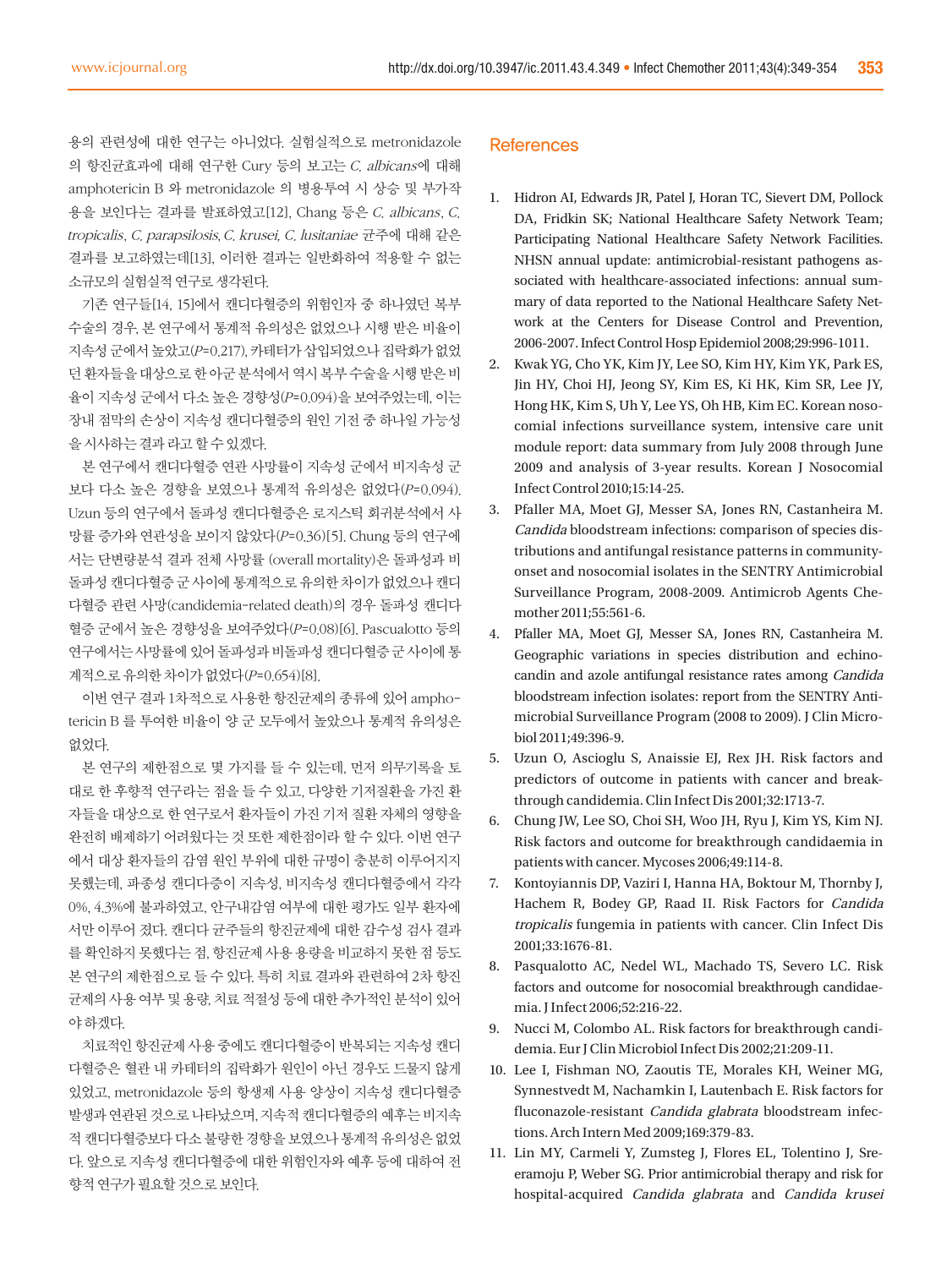용의 관련성에 대한 연구는 아니었다. 실험실적으로 metronidazole의 항진균효과에 대해 연구한 Cury 등의 보고는 *C. albicans*에 대해 amphotericin B 와 metronidazole 의 병용투여 시 상승 및 부가작용을 보인다는 결과를 발표하였고[12], Chang 등은 *C. albicans*, *C. tropicalis*, *C. parapsilosis*, *C. krusei*, *C. lusitaniae* 균주에 대해 같은 결과를 보고하였는데[13], 이러한 결과는 일반화하여 적용할 수 없는 소규모의 실험실적 연구로 생각된다.

기존 연구들[14, 15]에서 캔디다혈증의 위험인자 중 하나였던 복부수술의 경우, 본 연구에서 통계적 유의성은 없었으나 시행 받은 비율이 지속성 군에서 높았고($P$=0.217), 카테터가 삽입되었으나 집락화가 없었던 환자들을 대상으로 한 아군 분석에서 역시 복부 수술을 시행 받은 비율이 지속성 군에서 다소 높은 경향성($P$=0.094)을 보여주었는데, 이는 장내 점막의 손상이 지속성 캔디다혈증의 원인 기전 중 하나일 가능성을 시사하는 결과 라고 할 수 있겠다.

본 연구에서 캔디다혈증 연관 사망률이 지속성 군에서 비지속성 군보다 다소 높은 경향을 보였으나 통계적 유의성은 없었다($P$=0.094). Uzun 등의 연구에서 돌파성 캔디다혈증은 로지스틱 회귀분석에서 사망률 증가와 연관성을 보이지 않았다($P$=0.36)[5]. Chung 등의 연구에서는 단변량분석 결과 전체 사망률 (overall mortality)은 돌파성과 비돌파성 캔디다혈증 군 사이에 통계적으로 유의한 차이가 없었으나 캔디다혈증 관련 사망(candidemia-related death)의 경우 돌파성 캔디다혈증 군에서 높은 경향성을 보여주었다($P$=0.08)[6]. Pascualotto 등의 연구에서는 사망률에 있어 돌파성과 비돌파성 캔디다혈증 군 사이에 통계적으로 유의한 차이가 없었다($P$=0.654)[8].

이번 연구 결과 1차적으로 사용한 항진균제의 종류에 있어 amphotericin B 를 투여한 비율이 양 군 모두에서 높았으나 통계적 유의성은 없었다.

본 연구의 제한점으로 몇 가지를 들 수 있는데, 먼저 의무기록을 토대로 한 후향적 연구라는 점을 들 수 있고, 다양한 기저질환을 가진 환자들을 대상으로 한 연구로서 환자들이 가진 기저 질환 자체의 영향을 완전히 배제하기 어려웠다는 것 또한 제한점이라 할 수 있다. 이번 연구에서 대상 환자들의 감염 원인 부위에 대한 규명이 충분히 이루어지지 못했는데, 파종성 캔디다증이 지속성, 비지속성 캔디다혈증에서 각각 0%, 4.3%에 불과하였고, 안구내감염 여부에 대한 평가도 일부 환자에서만 이루어 졌다. 캔디다 균주들의 항진균제에 대한 감수성 검사 결과를 확인하지 못했다는 점, 항진균제 사용 용량을 비교하지 못한 점 등도 본 연구의 제한점으로 들 수 있다. 특히 치료 결과와 관련하여 2차 항진균제의 사용 여부 및 용량, 치료 적절성 등에 대한 추가적인 분석이 있어야 하겠다.

치료적인 항진균제 사용 중에도 캔디다혈증이 반복되는 지속성 캔디다혈증은 혈관 내 카테터의 집락화가 원인이 아닌 경우도 드물지 않게 있었고, metronidazole 등의 항생제 사용 양상이 지속성 캔디다혈증 발생과 연관된 것으로 나타났으며, 지속적 캔디다혈증의 예후는 비지속적 캔디다혈증보다 다소 불량한 경향을 보였으나 통계적 유의성은 없었다. 앞으로 지속성 캔디다혈증에 대한 위험인자와 예후 등에 대하여 전향적 연구가 필요할 것으로 보인다.

## References

1. Hidron AI, Edwards JR, Patel J, Horan TC, Sievert DM, Pollock DA, Fridkin SK; National Healthcare Safety Network Team; Participating National Healthcare Safety Network Facilities. NHSN annual update: antimicrobial-resistant pathogens associated with healthcare-associated infections: annual summary of data reported to the National Healthcare Safety Network at the Centers for Disease Control and Prevention, 2006-2007. Infect Control Hosp Epidemiol 2008;29:996-1011.
2. Kwak YG, Cho YK, Kim JY, Lee SO, Kim HY, Kim YK, Park ES, Jin HY, Choi HJ, Jeong SY, Kim ES, Ki HK, Kim SR, Lee JY, Hong HK, Kim S, Uh Y, Lee YS, Oh HB, Kim EC. Korean nosocomial infections surveillance system, intensive care unit module report: data summary from July 2008 through June 2009 and analysis of 3-year results. Korean J Nosocomial Infect Control 2010;15:14-25.
3. Pfaller MA, Moet GJ, Messer SA, Jones RN, Castanheira M. *Candida* bloodstream infections: comparison of species distributions and antifungal resistance patterns in community-onset and nosocomial isolates in the SENTRY Antimicrobial Surveillance Program, 2008-2009. Antimicrob Agents Chemother 2011;55:561-6.
4. Pfaller MA, Moet GJ, Messer SA, Jones RN, Castanheira M. Geographic variations in species distribution and echinocandin and azole antifungal resistance rates among *Candida* bloodstream infection isolates: report from the SENTRY Antimicrobial Surveillance Program (2008 to 2009). J Clin Microbiol 2011;49:396-9.
5. Uzun O, Ascioglu S, Anaissie EJ, Rex JH. Risk factors and predictors of outcome in patients with cancer and breakthrough candidemia. Clin Infect Dis 2001;32:1713-7.
6. Chung JW, Lee SO, Choi SH, Woo JH, Ryu J, Kim YS, Kim NJ. Risk factors and outcome for breakthrough candidaemia in patients with cancer. Mycoses 2006;49:114-8.
7. Kontoyiannis DP, Vaziri I, Hanna HA, Boktour M, Thornby J, Hachem R, Bodey GP, Raad II. Risk Factors for *Candida tropicalis* fungemia in patients with cancer. Clin Infect Dis 2001;33:1676-81.
8. Pasqualotto AC, Nedel WL, Machado TS, Severo LC. Risk factors and outcome for nosocomial breakthrough candidaemia. J Infect 2006;52:216-22.
9. Nucci M, Colombo AL. Risk factors for breakthrough candidemia. Eur J Clin Microbiol Infect Dis 2002;21:209-11.
10. Lee I, Fishman NO, Zaoutis TE, Morales KH, Weiner MG, Synnestvedt M, Nachamkin I, Lautenbach E. Risk factors for fluconazole-resistant *Candida glabrata* bloodstream infections. Arch Intern Med 2009;169:379-83.
11. Lin MY, Carmeli Y, Zumsteg J, Flores EL, Tolentino J, Sreeramoju P, Weber SG. Prior antimicrobial therapy and risk for hospital-acquired *Candida glabrata* and *Candida krusei*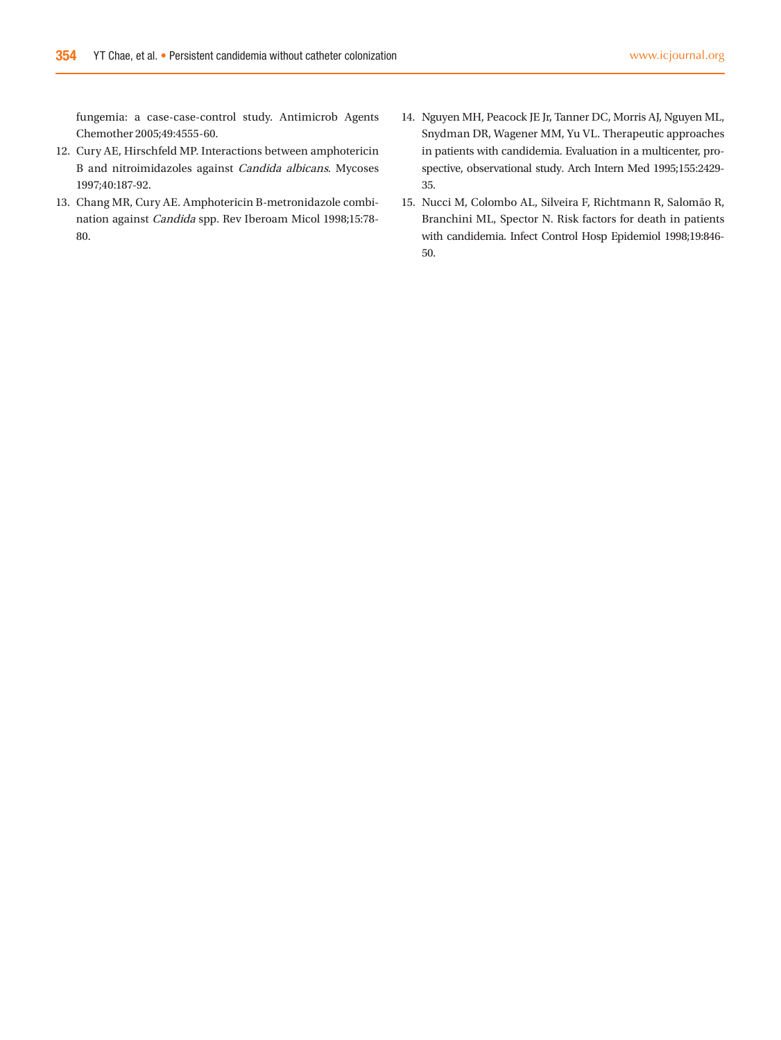fungemia: a case-case-control study. Antimicrob Agents Chemother 2005;49:4555-60.

12. Cury AE, Hirschfeld MP. Interactions between amphotericin B and nitroimidazoles against *Candida albicans*. Mycoses 1997;40:187-92.
13. Chang MR, Cury AE. Amphotericin B-metronidazole combination against *Candida* spp. Rev Iberoam Micol 1998;15:78-80.
14. Nguyen MH, Peacock JE Jr, Tanner DC, Morris AJ, Nguyen ML, Snydman DR, Wagener MM, Yu VL. Therapeutic approaches in patients with candidemia. Evaluation in a multicenter, prospective, observational study. Arch Intern Med 1995;155:2429-35.
15. Nucci M, Colombo AL, Silveira F, Richtmann R, Salomão R, Branchini ML, Spector N. Risk factors for death in patients with candidemia. Infect Control Hosp Epidemiol 1998;19:846-50.